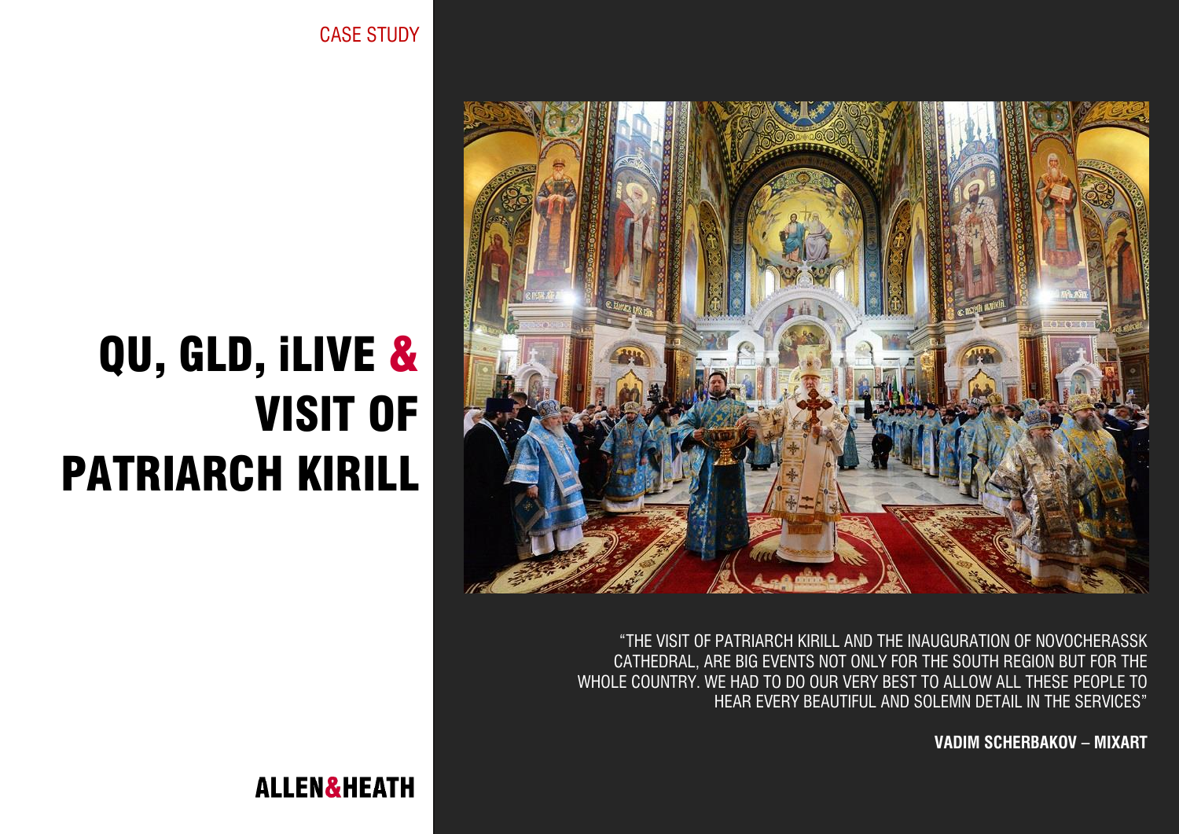CASE STUDY

# QU, GLD, iLIVE & VISIT OF PATRIARCH KIRILL

"THE VISIT OF PATRIARCH KIRILL AND THE INAUGURATION OF NOVOCHERASSK CATHEDRAL, ARE BIG EVENTS NOT ONLY FOR THE SOUTH REGION BUT FOR THE WHOLE COUNTRY. WE HAD TO DO OUR VERY BEST TO ALLOW ALL THESE PEOPLE TO HEAR EVERY BEAUTIFUL AND SOLEMN DETAIL IN THE SERVICES"

**VADIM SCHERBAKOV – MIXART**

ALLEN&HEATH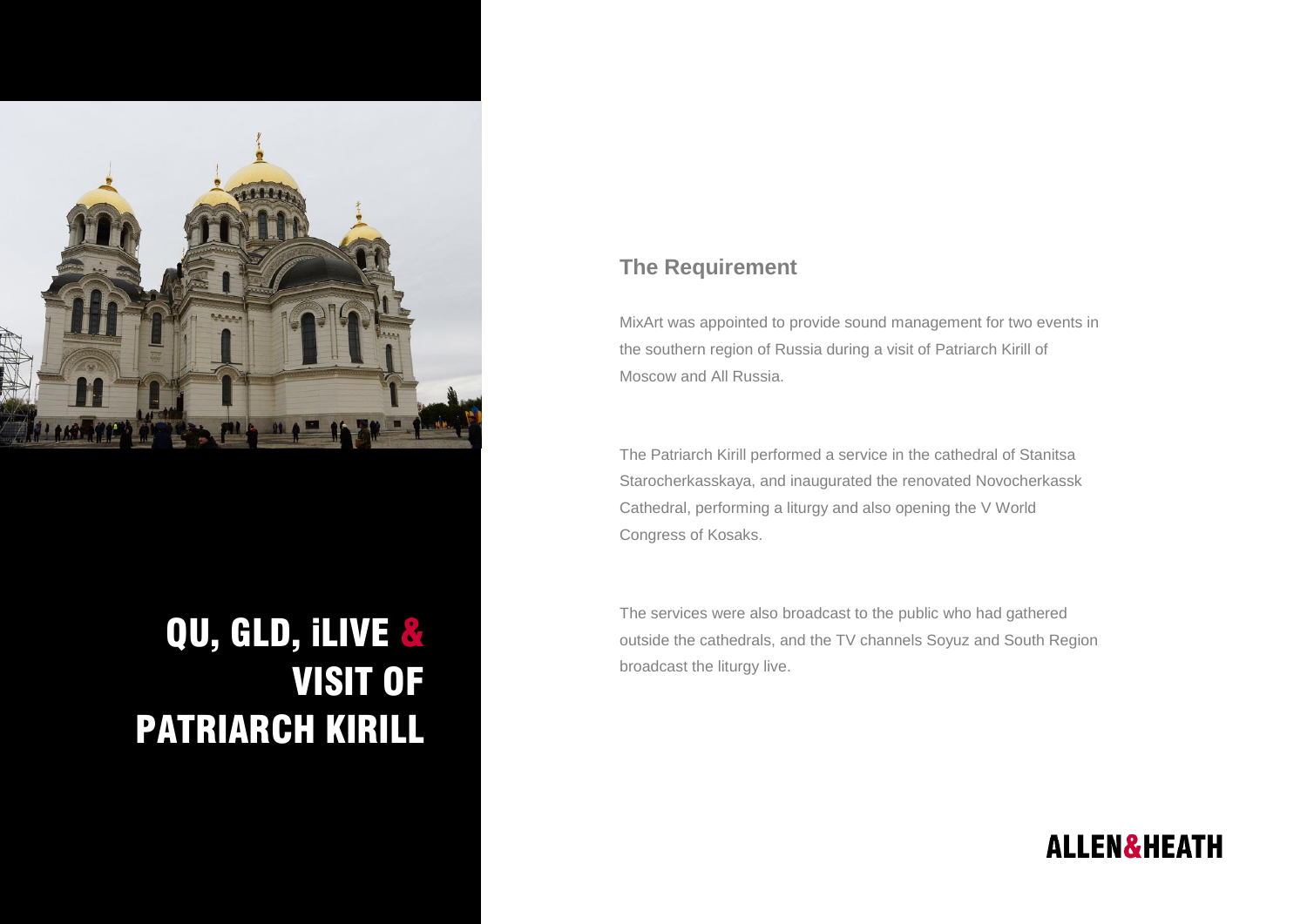# QU, GLD, iLIVE & VISIT OF PATRIARCH KIRILL

## The Requirement

MixArt was appointed to provide sound management for two events in the southern region of Russia during a visit of Patriarch Kirill of Moscow and All Russia.

The Patriarch Kirill performed a service in the cathedral of Stanitsa Starocherkasskaya, and inaugurated the renovated Novocherkassk Cathedral, performing a liturgy and also opening the V World Congress of Kosaks.

The services were also broadcast to the public who had gathered outside the cathedrals, and the TV channels Soyuz and South Region broadcast the liturgy live.

ALLEN&HEATH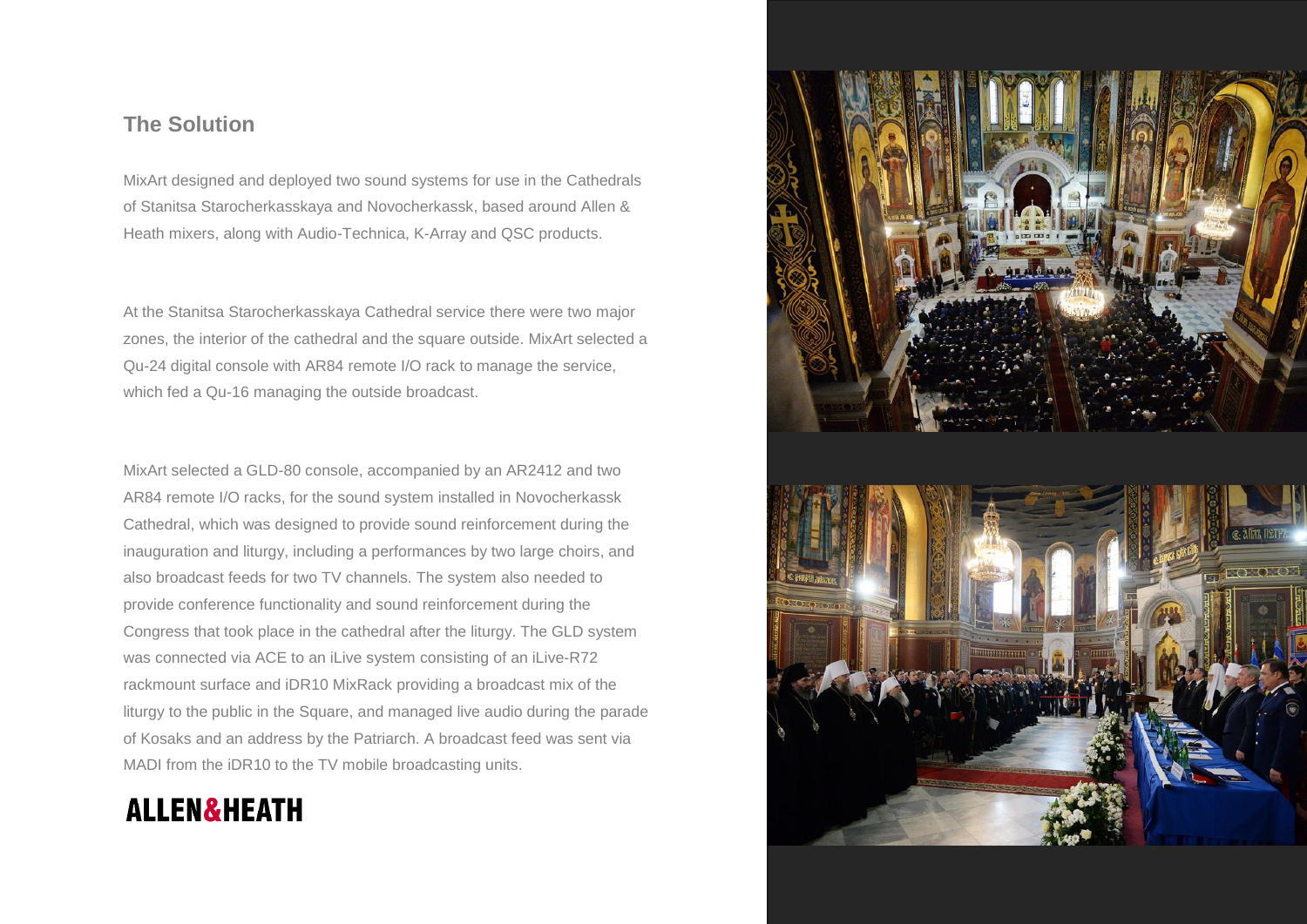## The Solution

MixArt designed and deployed two sound systems for use in the Cathedrals of Stanitsa Starocherkasskaya and Novocherkassk, based around Allen & Heath mixers, along with Audio-Technica, K-Array and QSC products.

At the Stanitsa Starocherkasskaya Cathedral service there were two major zones, the interior of the cathedral and the square outside. MixArt selected a Qu-24 digital console with AR84 remote I/O rack to manage the service, which fed a Qu-16 managing the outside broadcast.

MixArt selected a GLD-80 console, accompanied by an AR2412 and two AR84 remote I/O racks, for the sound system installed in Novocherkassk Cathedral, which was designed to provide sound reinforcement during the inauguration and liturgy, including a performances by two large choirs, and also broadcast feeds for two TV channels. The system also needed to provide conference functionality and sound reinforcement during the Congress that took place in the cathedral after the liturgy. The GLD system was connected via ACE to an iLive system consisting of an iLive-R72 rackmount surface and iDR10 MixRack providing a broadcast mix of the liturgy to the public in the Square, and managed live audio during the parade of Kosaks and an address by the Patriarch. A broadcast feed was sent via MADI from the iDR10 to the TV mobile broadcasting units.

ALLEN&HEATH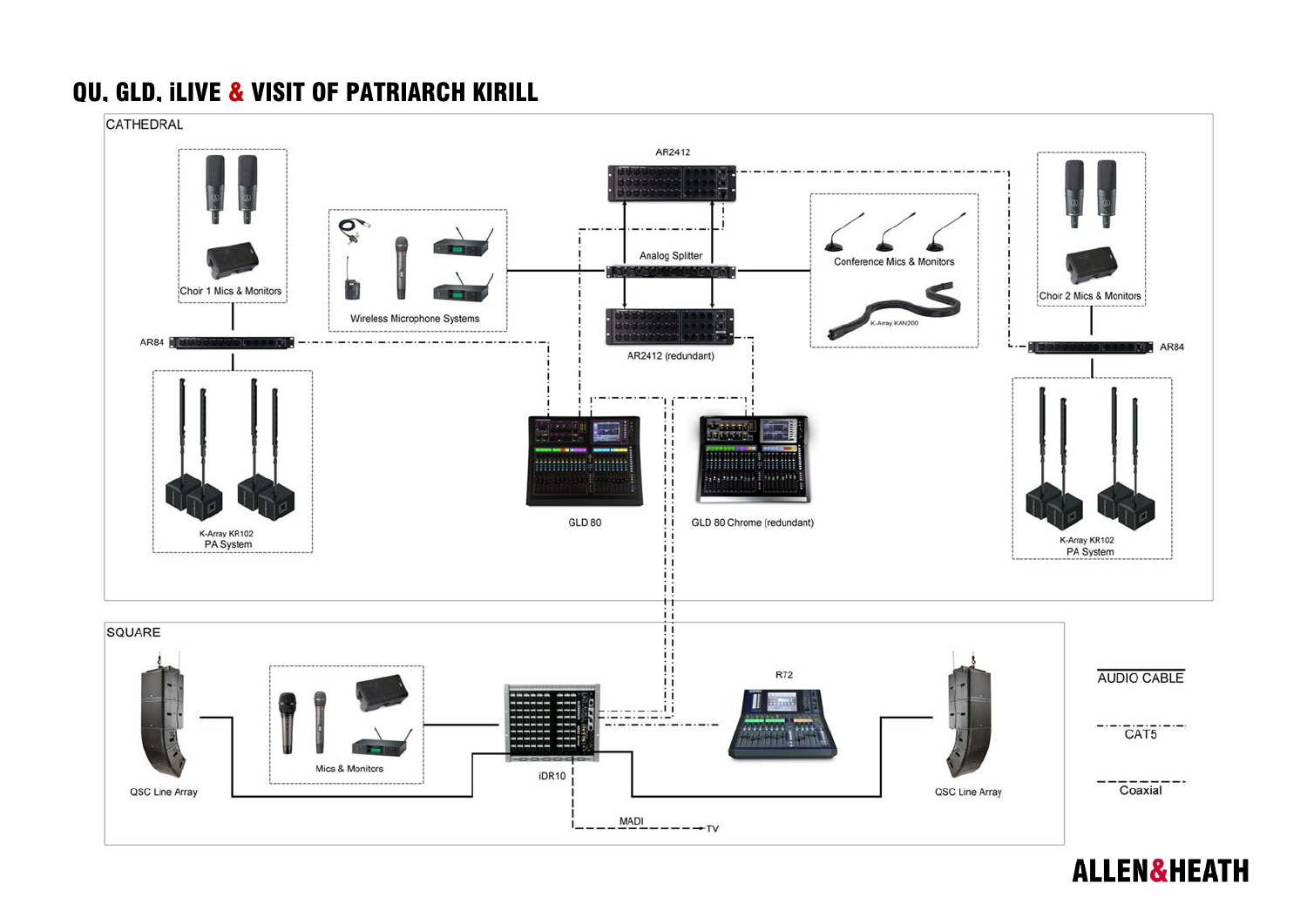# QU, GLD, iLIVE & VISIT OF PATRIARCH KIRILL

CATHEDRAL

AR2412

Choir 1 Mics & Monitors

Wireless Microphone Systems

Analog Splitter

Conference Mics & Monitors

K-Array KAN200

Choir 2 Mics & Monitors

AR84

AR2412 (redundant)

AR84

K-Array KR102
PA System

GLD 80

GLD 80 Chrome (redundant)

K-Array KR102
PA System

SQUARE

R72

QSC Line Array

Mics & Monitors

iDR10

QSC Line Array

MADI

TV

AUDIO CABLE

CAT5

Coaxial

ALLEN&HEATH